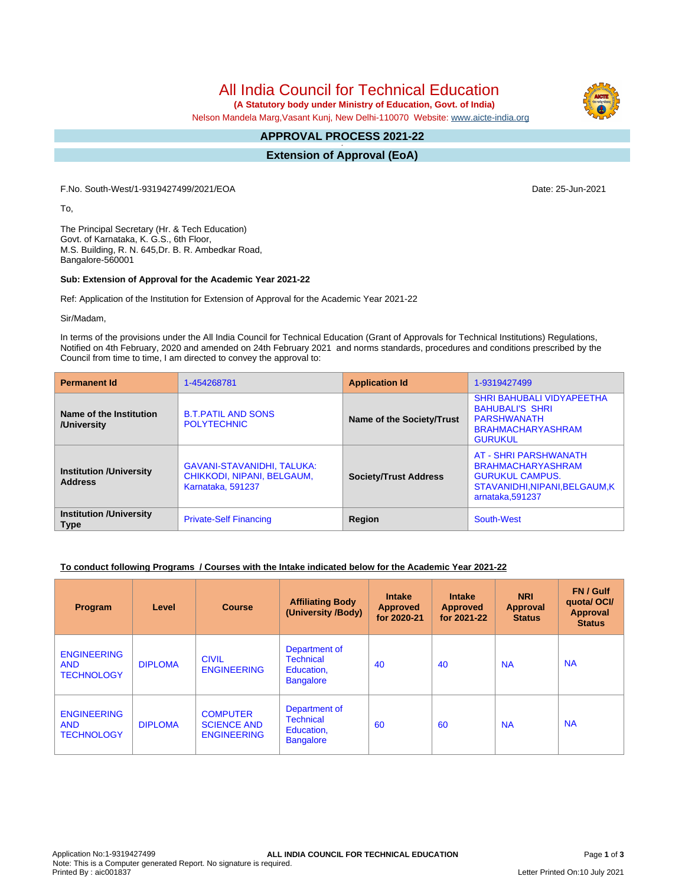# All India Council for Technical Education

**(A Statutory body under Ministry of Education, Govt. of India)**

Nelson Mandela Marg,Vasant Kunj, New Delhi-110070 Website: www.aicte-india.org

## APPROVAL PROCESS 2021-22

## Extension of Approval (EoA)

F.No. South-West/1-9319427499/2021/EOA

Date: 25-Jun-2021

To,

The Principal Secretary (Hr. & Tech Education)
Govt. of Karnataka, K. G.S., 6th Floor,
M.S. Building, R. N. 645,Dr. B. R. Ambedkar Road,
Bangalore-560001

**Sub: Extension of Approval for the Academic Year 2021-22**

Ref: Application of the Institution for Extension of Approval for the Academic Year 2021-22

Sir/Madam,

In terms of the provisions under the All India Council for Technical Education (Grant of Approvals for Technical Institutions) Regulations, Notified on 4th February, 2020 and amended on 24th February 2021 and norms standards, procedures and conditions prescribed by the Council from time to time, I am directed to convey the approval to:

| | | | |
|---|---|---|---|
| **Permanent Id** | 1-454268781 | **Application Id** | 1-9319427499 |
| **Name of the Institution /University** | B.T.PATIL AND SONS POLYTECHNIC | **Name of the Society/Trust** | SHRI BAHUBALI VIDYAPEETHA BAHUBALI'S SHRI PARSHWANATH BRAHMACHARYASHRAM GURUKUL |
| **Institution /University Address** | GAVANI-STAVANIDHI, TALUKA: CHIKKODI, NIPANI, BELGAUM, Karnataka, 591237 | **Society/Trust Address** | AT - SHRI PARSHWANATH BRAHMACHARYASHRAM GURUKUL CAMPUS. STAVANIDHI,NIPANI,BELGAUM,Karnataka,591237 |
| **Institution /University Type** | Private-Self Financing | **Region** | South-West |

**To conduct following Programs / Courses with the Intake indicated below for the Academic Year 2021-22**

| Program | Level | Course | Affiliating Body (University /Body) | Intake Approved for 2020-21 | Intake Approved for 2021-22 | NRI Approval Status | FN / Gulf quota/ OCI/ Approval Status |
|---|---|---|---|---|---|---|---|
| ENGINEERING AND TECHNOLOGY | DIPLOMA | CIVIL ENGINEERING | Department of Technical Education, Bangalore | 40 | 40 | NA | NA |
| ENGINEERING AND TECHNOLOGY | DIPLOMA | COMPUTER SCIENCE AND ENGINEERING | Department of Technical Education, Bangalore | 60 | 60 | NA | NA |

Application No:1-9319427499
Note: This is a Computer generated Report. No signature is required.
Printed By : aic001837

Letter Printed On:10 July 2021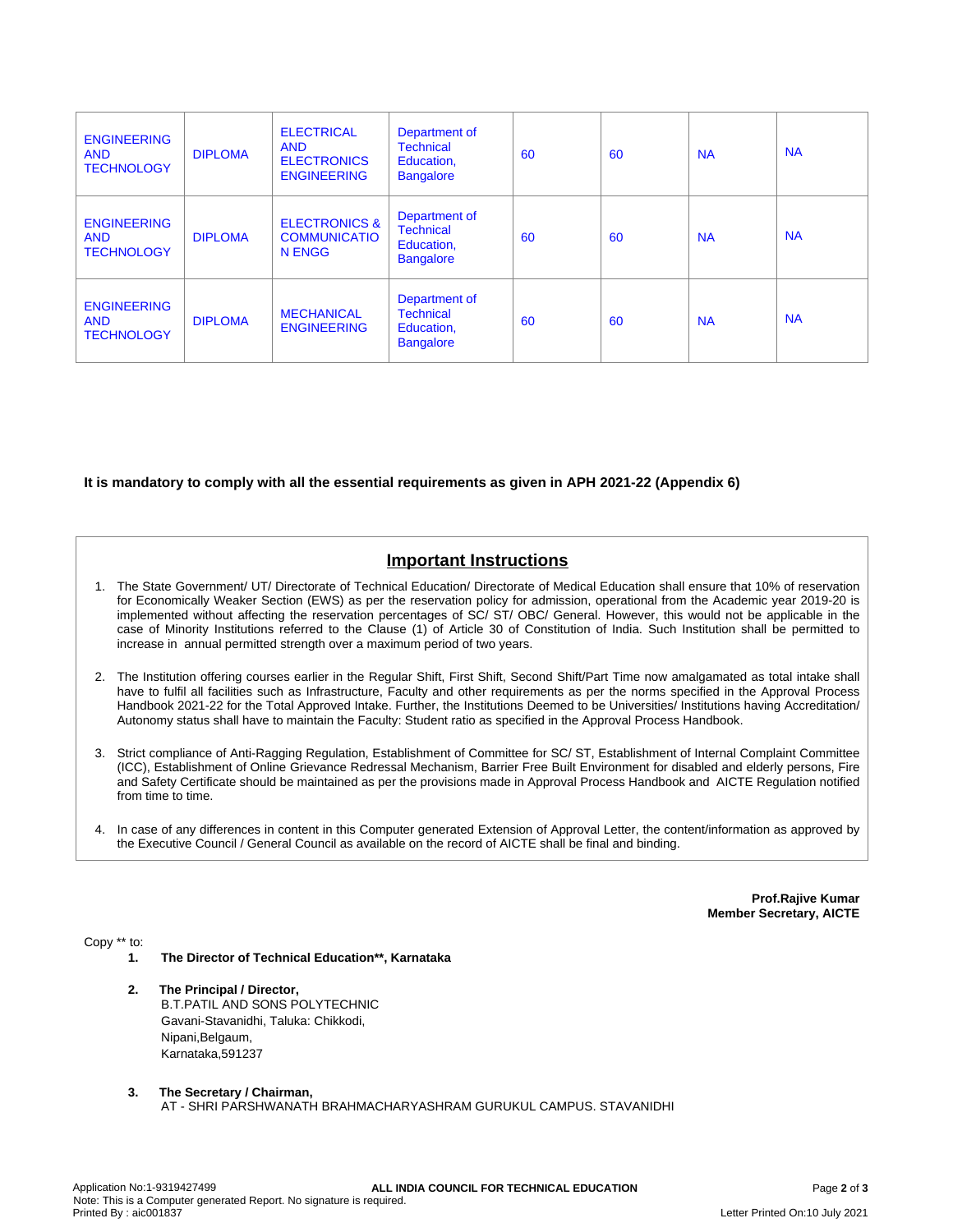| | | | | | | | |
|---|---|---|---|---|---|---|---|
| ENGINEERING AND TECHNOLOGY | DIPLOMA | ELECTRICAL AND ELECTRONICS ENGINEERING | Department of Technical Education, Bangalore | 60 | 60 | NA | NA |
| ENGINEERING AND TECHNOLOGY | DIPLOMA | ELECTRONICS & COMMUNICATION ENGG | Department of Technical Education, Bangalore | 60 | 60 | NA | NA |
| ENGINEERING AND TECHNOLOGY | DIPLOMA | MECHANICAL ENGINEERING | Department of Technical Education, Bangalore | 60 | 60 | NA | NA |

**It is mandatory to comply with all the essential requirements as given in APH 2021-22 (Appendix 6)**

## Important Instructions

1. The State Government/ UT/ Directorate of Technical Education/ Directorate of Medical Education shall ensure that 10% of reservation for Economically Weaker Section (EWS) as per the reservation policy for admission, operational from the Academic year 2019-20 is implemented without affecting the reservation percentages of SC/ ST/ OBC/ General. However, this would not be applicable in the case of Minority Institutions referred to the Clause (1) of Article 30 of Constitution of India. Such Institution shall be permitted to increase in annual permitted strength over a maximum period of two years.

2. The Institution offering courses earlier in the Regular Shift, First Shift, Second Shift/Part Time now amalgamated as total intake shall have to fulfil all facilities such as Infrastructure, Faculty and other requirements as per the norms specified in the Approval Process Handbook 2021-22 for the Total Approved Intake. Further, the Institutions Deemed to be Universities/ Institutions having Accreditation/ Autonomy status shall have to maintain the Faculty: Student ratio as specified in the Approval Process Handbook.

3. Strict compliance of Anti-Ragging Regulation, Establishment of Committee for SC/ ST, Establishment of Internal Complaint Committee (ICC), Establishment of Online Grievance Redressal Mechanism, Barrier Free Built Environment for disabled and elderly persons, Fire and Safety Certificate should be maintained as per the provisions made in Approval Process Handbook and AICTE Regulation notified from time to time.

4. In case of any differences in content in this Computer generated Extension of Approval Letter, the content/information as approved by the Executive Council / General Council as available on the record of AICTE shall be final and binding.

**Prof.Rajive Kumar**
**Member Secretary, AICTE**

Copy ** to:

1. **The Director of Technical Education**, Karnataka**

2. **The Principal / Director,**
   B.T.PATIL AND SONS POLYTECHNIC
   Gavani-Stavanidhi, Taluka: Chikkodi,
   Nipani,Belgaum,
   Karnataka,591237

3. **The Secretary / Chairman,**
   AT - SHRI PARSHWANATH BRAHMACHARYASHRAM GURUKUL CAMPUS. STAVANIDHI

Application No:1-9319427499
Note: This is a Computer generated Report. No signature is required.
Printed By : aic001837
Letter Printed On:10 July 2021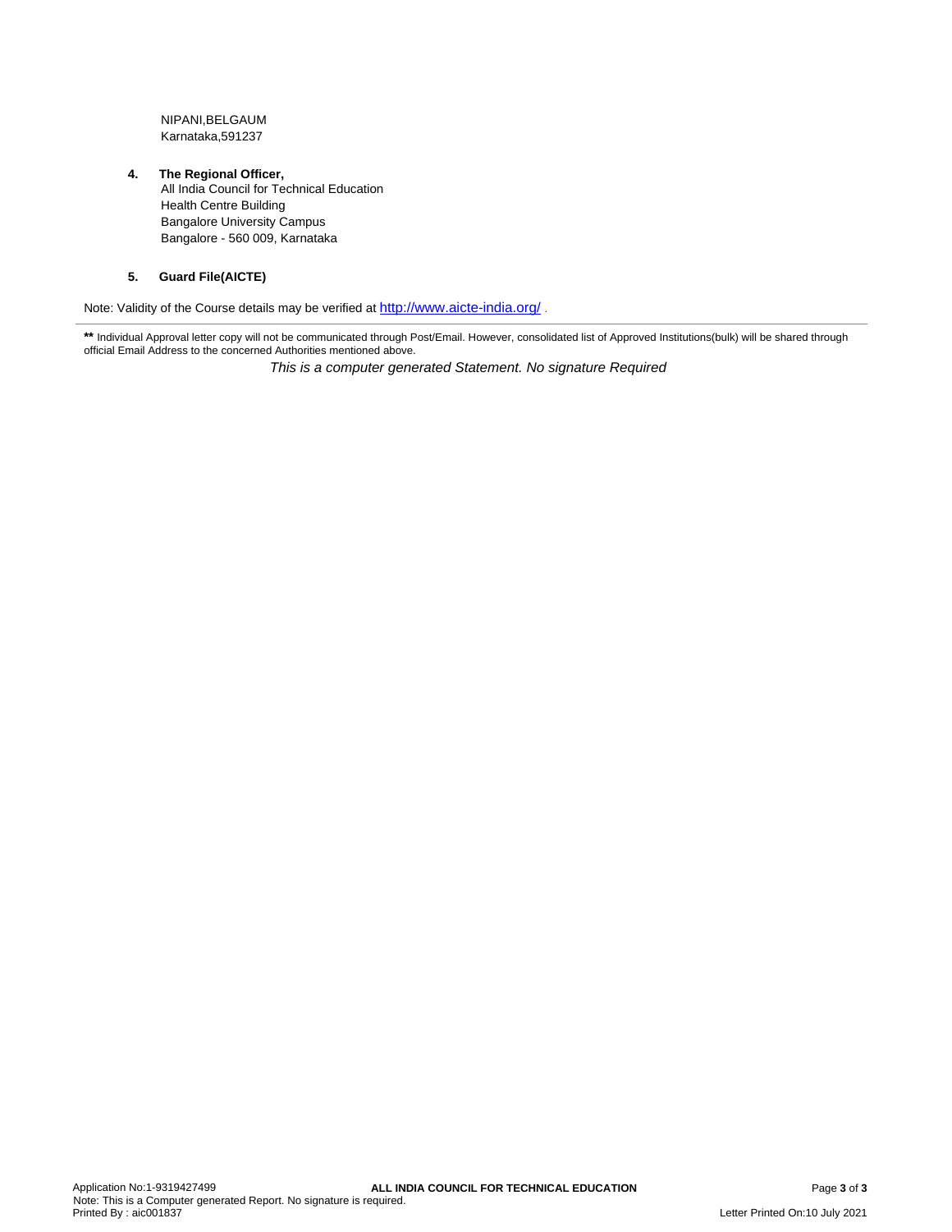NIPANI,BELGAUM
Karnataka,591237

4. **The Regional Officer,**
   All India Council for Technical Education
   Health Centre Building
   Bangalore University Campus
   Bangalore - 560 009, Karnataka

5. **Guard File(AICTE)**

Note: Validity of the Course details may be verified at http://www.aicte-india.org/ .

---

**\*\*** Individual Approval letter copy will not be communicated through Post/Email. However, consolidated list of Approved Institutions(bulk) will be shared through official Email Address to the concerned Authorities mentioned above.

*This is a computer generated Statement. No signature Required*